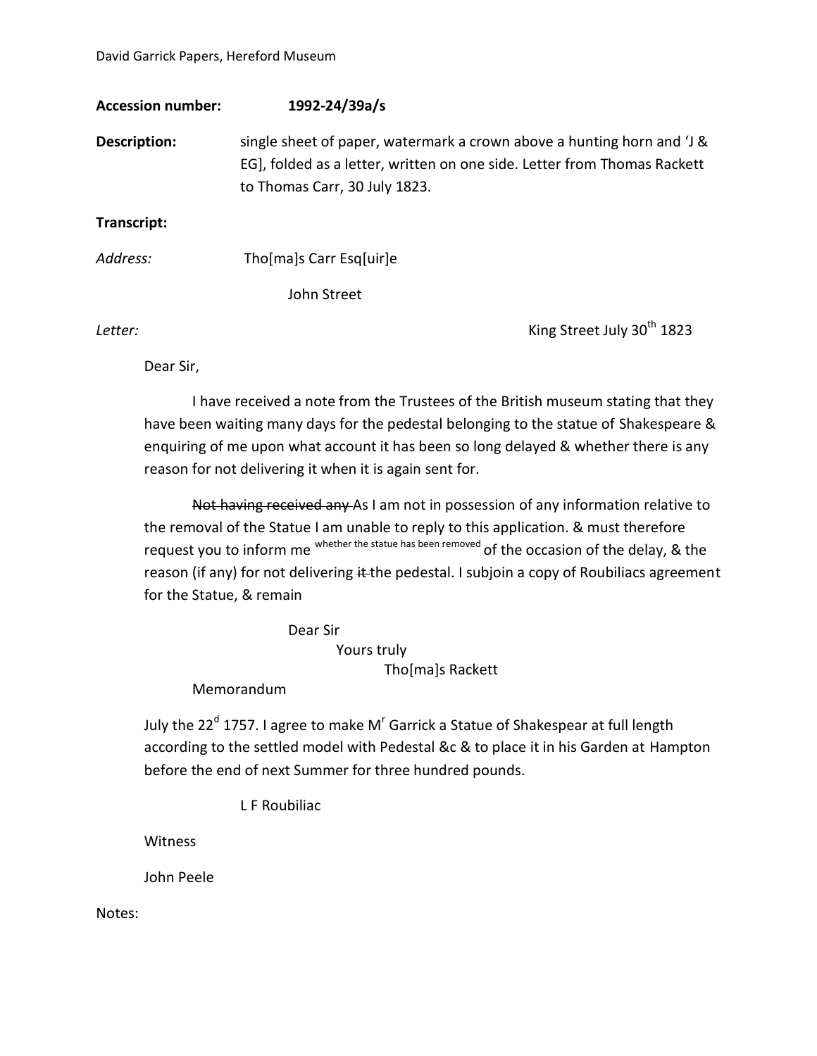David Garrick Papers, Hereford Museum

**Accession number:** **1992-24/39a/s**

**Description:** single sheet of paper, watermark a crown above a hunting horn and 'J & EG], folded as a letter, written on one side. Letter from Thomas Rackett to Thomas Carr, 30 July 1823.

**Transcript:**

*Address:* Tho[ma]s Carr Esq[uir]e

John Street

*Letter:* King Street July 30th 1823

Dear Sir,

I have received a note from the Trustees of the British museum stating that they have been waiting many days for the pedestal belonging to the statue of Shakespeare & enquiring of me upon what account it has been so long delayed & whether there is any reason for not delivering it when it is again sent for.

~~Not having received any~~ As I am not in possession of any information relative to the removal of the Statue I am unable to reply to this application. & must therefore request you to inform me whether the statue has been removed of the occasion of the delay, & the reason (if any) for not delivering ~~it~~ the pedestal. I subjoin a copy of Roubiliacs agreement for the Statue, & remain

Dear Sir
Yours truly
Tho[ma]s Rackett

Memorandum

July the 22d 1757. I agree to make Mr Garrick a Statue of Shakespear at full length according to the settled model with Pedestal &c & to place it in his Garden at Hampton before the end of next Summer for three hundred pounds.

L F Roubiliac

Witness

John Peele

Notes: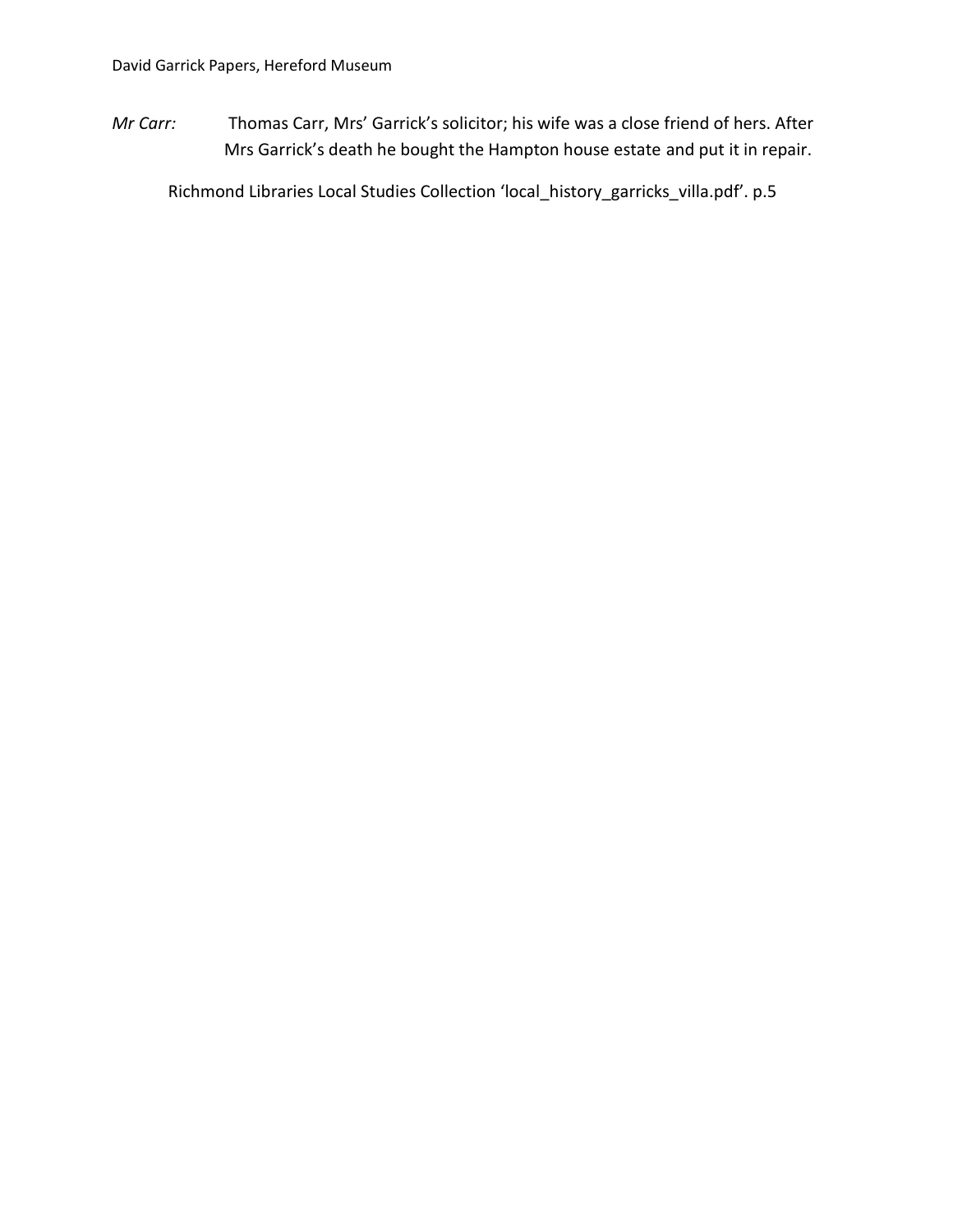*Mr Carr:* Thomas Carr, Mrs' Garrick's solicitor; his wife was a close friend of hers. After Mrs Garrick's death he bought the Hampton house estate and put it in repair.

Richmond Libraries Local Studies Collection 'local_history_garricks_villa.pdf'. p.5